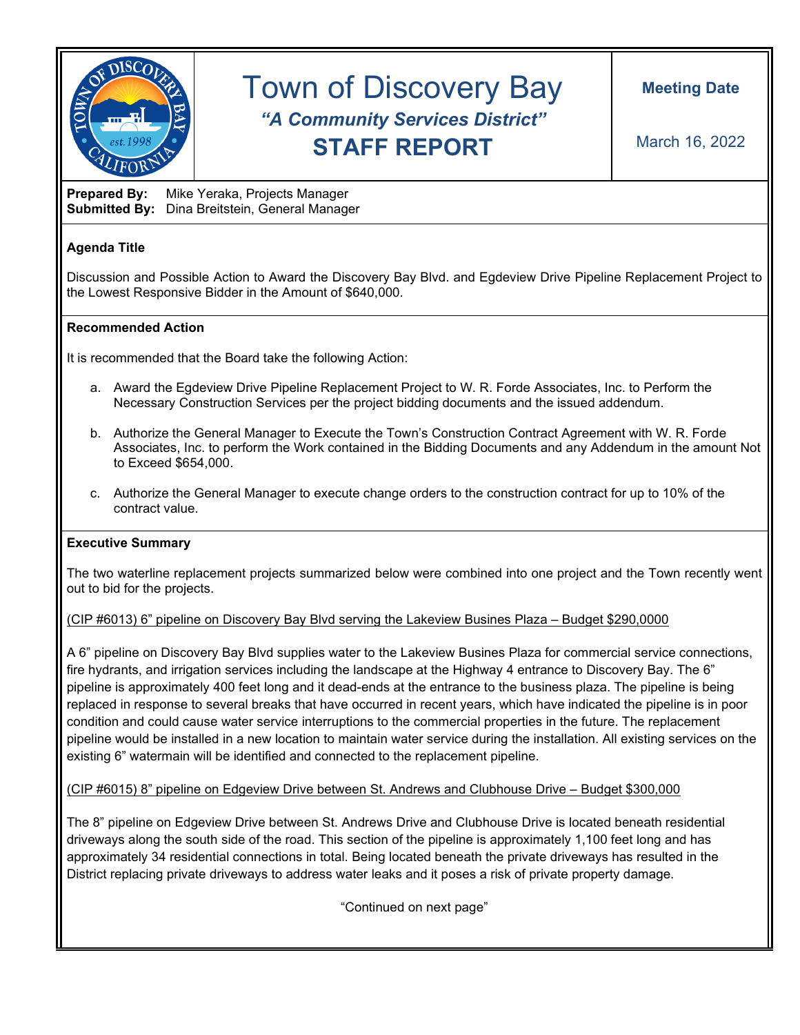# Town of Discovery Bay

***"A Community Services District"***

## STAFF REPORT

**Meeting Date**

March 16, 2022

**Prepared By:** Mike Yeraka, Projects Manager
**Submitted By:** Dina Breitstein, General Manager

**Agenda Title**

Discussion and Possible Action to Award the Discovery Bay Blvd. and Egdeview Drive Pipeline Replacement Project to the Lowest Responsive Bidder in the Amount of $640,000.

**Recommended Action**

It is recommended that the Board take the following Action:

a. Award the Egdeview Drive Pipeline Replacement Project to W. R. Forde Associates, Inc. to Perform the Necessary Construction Services per the project bidding documents and the issued addendum.

b. Authorize the General Manager to Execute the Town's Construction Contract Agreement with W. R. Forde Associates, Inc. to perform the Work contained in the Bidding Documents and any Addendum in the amount Not to Exceed $654,000.

c. Authorize the General Manager to execute change orders to the construction contract for up to 10% of the contract value.

**Executive Summary**

The two waterline replacement projects summarized below were combined into one project and the Town recently went out to bid for the projects.

(CIP #6013) 6" pipeline on Discovery Bay Blvd serving the Lakeview Busines Plaza – Budget $290,0000

A 6" pipeline on Discovery Bay Blvd supplies water to the Lakeview Busines Plaza for commercial service connections, fire hydrants, and irrigation services including the landscape at the Highway 4 entrance to Discovery Bay. The 6" pipeline is approximately 400 feet long and it dead-ends at the entrance to the business plaza. The pipeline is being replaced in response to several breaks that have occurred in recent years, which have indicated the pipeline is in poor condition and could cause water service interruptions to the commercial properties in the future. The replacement pipeline would be installed in a new location to maintain water service during the installation. All existing services on the existing 6" watermain will be identified and connected to the replacement pipeline.

(CIP #6015) 8" pipeline on Edgeview Drive between St. Andrews and Clubhouse Drive – Budget $300,000

The 8" pipeline on Edgeview Drive between St. Andrews Drive and Clubhouse Drive is located beneath residential driveways along the south side of the road. This section of the pipeline is approximately 1,100 feet long and has approximately 34 residential connections in total. Being located beneath the private driveways has resulted in the District replacing private driveways to address water leaks and it poses a risk of private property damage.

"Continued on next page"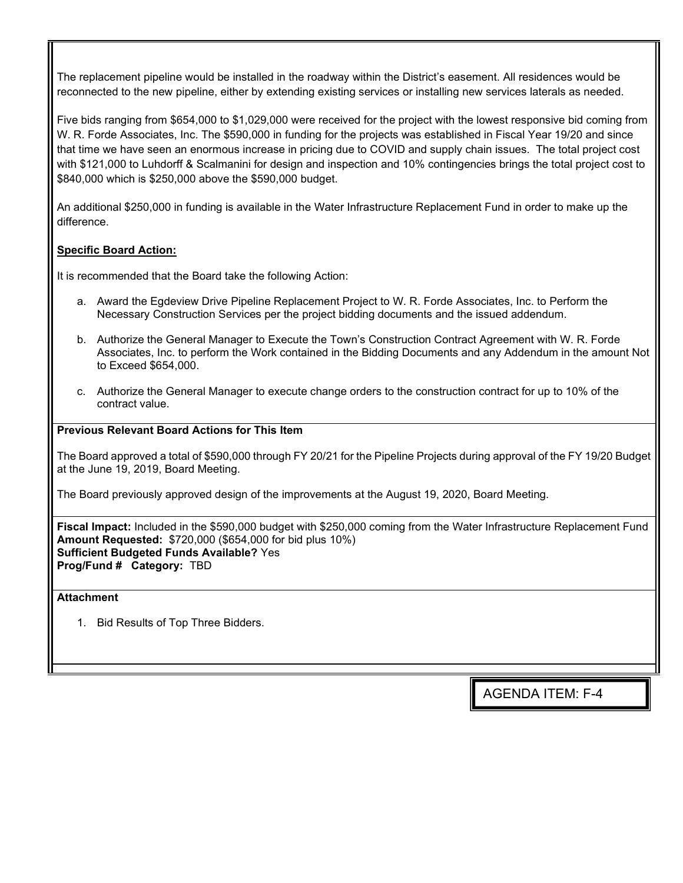The replacement pipeline would be installed in the roadway within the District's easement. All residences would be reconnected to the new pipeline, either by extending existing services or installing new services laterals as needed.

Five bids ranging from $654,000 to $1,029,000 were received for the project with the lowest responsive bid coming from W. R. Forde Associates, Inc. The $590,000 in funding for the projects was established in Fiscal Year 19/20 and since that time we have seen an enormous increase in pricing due to COVID and supply chain issues. The total project cost with $121,000 to Luhdorff & Scalmanini for design and inspection and 10% contingencies brings the total project cost to $840,000 which is $250,000 above the $590,000 budget.

An additional $250,000 in funding is available in the Water Infrastructure Replacement Fund in order to make up the difference.

**Specific Board Action:**

It is recommended that the Board take the following Action:

a. Award the Egdeview Drive Pipeline Replacement Project to W. R. Forde Associates, Inc. to Perform the Necessary Construction Services per the project bidding documents and the issued addendum.

b. Authorize the General Manager to Execute the Town's Construction Contract Agreement with W. R. Forde Associates, Inc. to perform the Work contained in the Bidding Documents and any Addendum in the amount Not to Exceed $654,000.

c. Authorize the General Manager to execute change orders to the construction contract for up to 10% of the contract value.

**Previous Relevant Board Actions for This Item**

The Board approved a total of $590,000 through FY 20/21 for the Pipeline Projects during approval of the FY 19/20 Budget at the June 19, 2019, Board Meeting.

The Board previously approved design of the improvements at the August 19, 2020, Board Meeting.

**Fiscal Impact:** Included in the $590,000 budget with $250,000 coming from the Water Infrastructure Replacement Fund
**Amount Requested:** $720,000 ($654,000 for bid plus 10%)
**Sufficient Budgeted Funds Available?** Yes
**Prog/Fund # Category:** TBD

**Attachment**

1. Bid Results of Top Three Bidders.

AGENDA ITEM: F-4